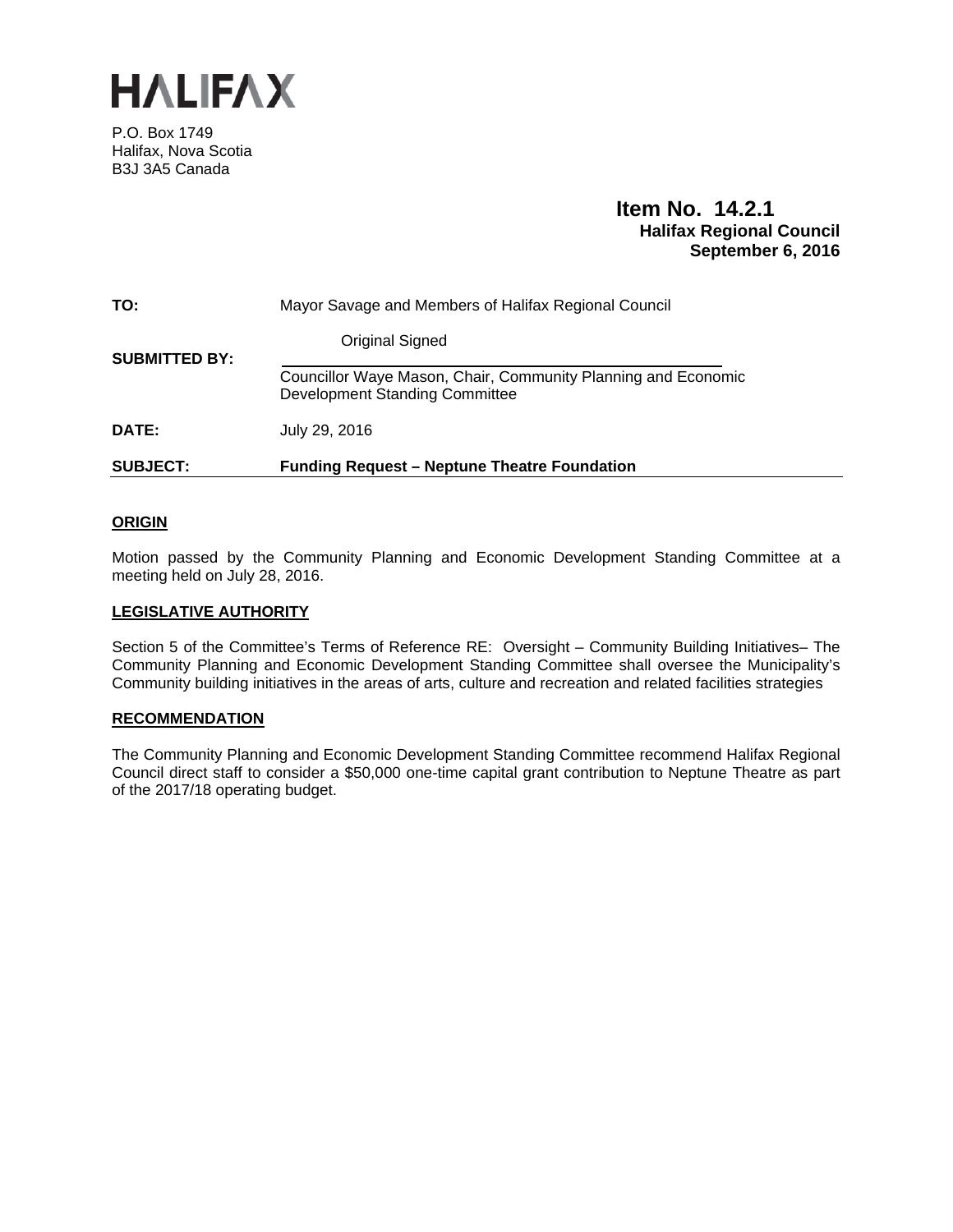# HALIFAX

P.O. Box 1749
Halifax, Nova Scotia
B3J 3A5 Canada

**Item No. 14.2.1**
**Halifax Regional Council**
**September 6, 2016**

**TO:** Mayor Savage and Members of Halifax Regional Council

**SUBMITTED BY:** Original Signed

Councillor Waye Mason, Chair, Community Planning and Economic Development Standing Committee

**DATE:** July 29, 2016

**SUBJECT:** **Funding Request – Neptune Theatre Foundation**

## ORIGIN

Motion passed by the Community Planning and Economic Development Standing Committee at a meeting held on July 28, 2016.

## LEGISLATIVE AUTHORITY

Section 5 of the Committee's Terms of Reference RE: Oversight – Community Building Initiatives– The Community Planning and Economic Development Standing Committee shall oversee the Municipality's Community building initiatives in the areas of arts, culture and recreation and related facilities strategies

## RECOMMENDATION

The Community Planning and Economic Development Standing Committee recommend Halifax Regional Council direct staff to consider a $50,000 one-time capital grant contribution to Neptune Theatre as part of the 2017/18 operating budget.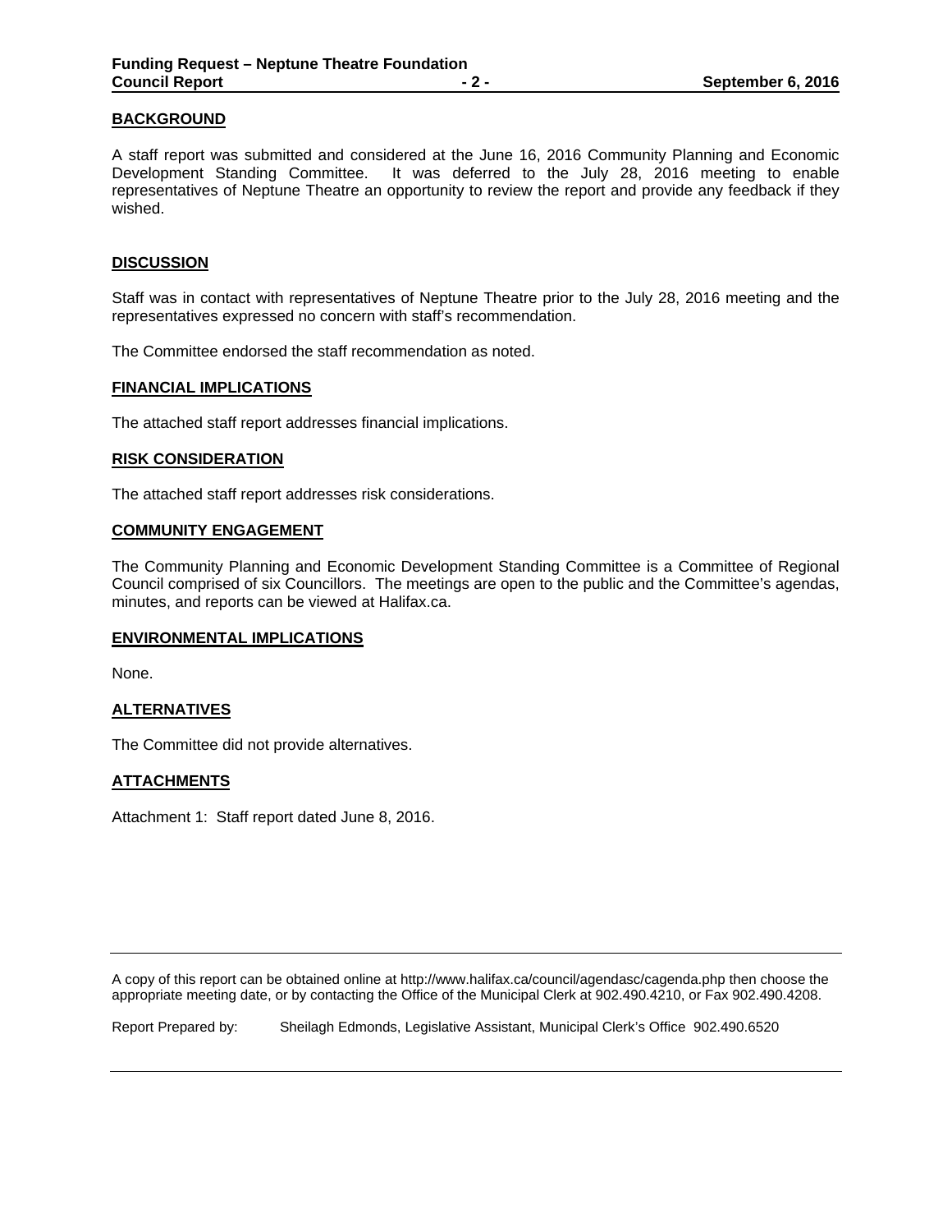## BACKGROUND

A staff report was submitted and considered at the June 16, 2016 Community Planning and Economic Development Standing Committee. It was deferred to the July 28, 2016 meeting to enable representatives of Neptune Theatre an opportunity to review the report and provide any feedback if they wished.

## DISCUSSION

Staff was in contact with representatives of Neptune Theatre prior to the July 28, 2016 meeting and the representatives expressed no concern with staff's recommendation.

The Committee endorsed the staff recommendation as noted.

## FINANCIAL IMPLICATIONS

The attached staff report addresses financial implications.

## RISK CONSIDERATION

The attached staff report addresses risk considerations.

## COMMUNITY ENGAGEMENT

The Community Planning and Economic Development Standing Committee is a Committee of Regional Council comprised of six Councillors. The meetings are open to the public and the Committee's agendas, minutes, and reports can be viewed at Halifax.ca.

## ENVIRONMENTAL IMPLICATIONS

None.

## ALTERNATIVES

The Committee did not provide alternatives.

## ATTACHMENTS

Attachment 1: Staff report dated June 8, 2016.

---

A copy of this report can be obtained online at http://www.halifax.ca/council/agendasc/cagenda.php then choose the appropriate meeting date, or by contacting the Office of the Municipal Clerk at 902.490.4210, or Fax 902.490.4208.

Report Prepared by: Sheilagh Edmonds, Legislative Assistant, Municipal Clerk's Office 902.490.6520

---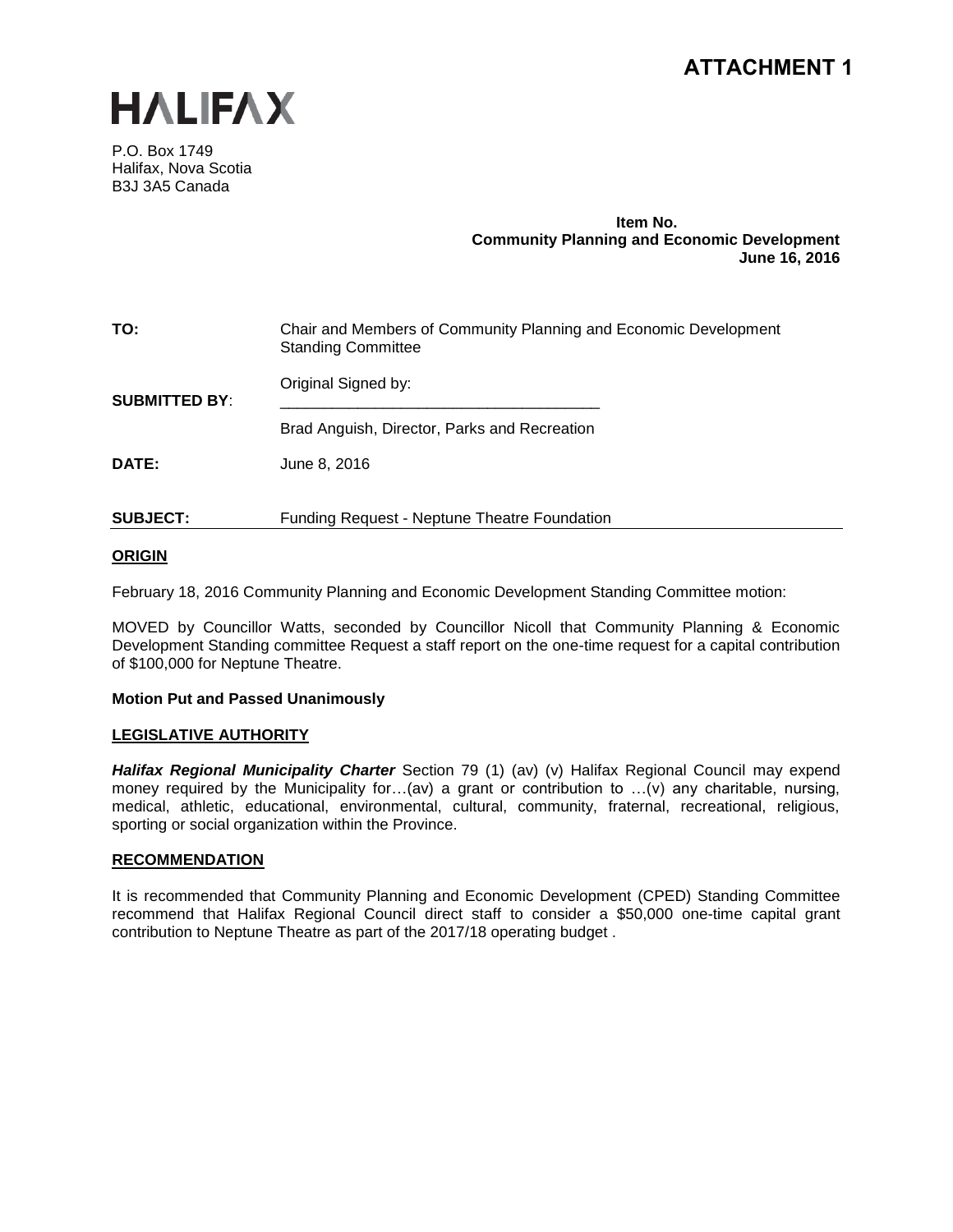# ATTACHMENT 1

**HALIFAX**

P.O. Box 1749
Halifax, Nova Scotia
B3J 3A5 Canada

**Item No.**
**Community Planning and Economic Development**
**June 16, 2016**

| | |
|---|---|
| **TO:** | Chair and Members of Community Planning and Economic Development Standing Committee |
| **SUBMITTED BY**: | Original Signed by: <br> ___________________________________ <br> Brad Anguish, Director, Parks and Recreation |
| **DATE:** | June 8, 2016 |
| **SUBJECT:** | Funding Request - Neptune Theatre Foundation |

## ORIGIN

February 18, 2016 Community Planning and Economic Development Standing Committee motion:

MOVED by Councillor Watts, seconded by Councillor Nicoll that Community Planning & Economic Development Standing committee Request a staff report on the one-time request for a capital contribution of $100,000 for Neptune Theatre.

**Motion Put and Passed Unanimously**

## LEGISLATIVE AUTHORITY

***Halifax Regional Municipality Charter*** Section 79 (1) (av) (v) Halifax Regional Council may expend money required by the Municipality for…(av) a grant or contribution to …(v) any charitable, nursing, medical, athletic, educational, environmental, cultural, community, fraternal, recreational, religious, sporting or social organization within the Province.

## RECOMMENDATION

It is recommended that Community Planning and Economic Development (CPED) Standing Committee recommend that Halifax Regional Council direct staff to consider a $50,000 one-time capital grant contribution to Neptune Theatre as part of the 2017/18 operating budget .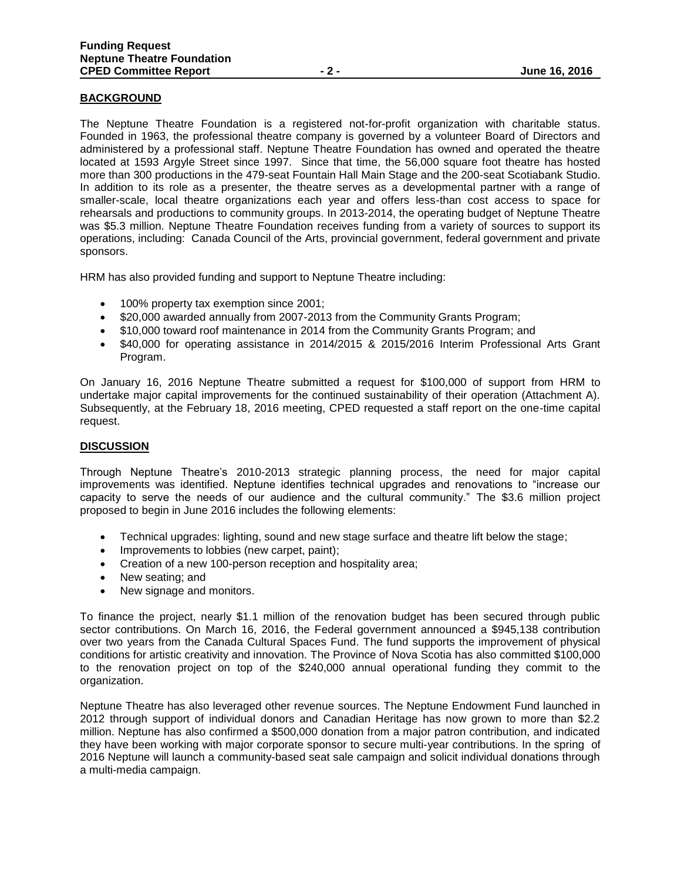## BACKGROUND

The Neptune Theatre Foundation is a registered not-for-profit organization with charitable status. Founded in 1963, the professional theatre company is governed by a volunteer Board of Directors and administered by a professional staff. Neptune Theatre Foundation has owned and operated the theatre located at 1593 Argyle Street since 1997. Since that time, the 56,000 square foot theatre has hosted more than 300 productions in the 479-seat Fountain Hall Main Stage and the 200-seat Scotiabank Studio. In addition to its role as a presenter, the theatre serves as a developmental partner with a range of smaller-scale, local theatre organizations each year and offers less-than cost access to space for rehearsals and productions to community groups. In 2013-2014, the operating budget of Neptune Theatre was $5.3 million. Neptune Theatre Foundation receives funding from a variety of sources to support its operations, including: Canada Council of the Arts, provincial government, federal government and private sponsors.

HRM has also provided funding and support to Neptune Theatre including:

- 100% property tax exemption since 2001;
- $20,000 awarded annually from 2007-2013 from the Community Grants Program;
- $10,000 toward roof maintenance in 2014 from the Community Grants Program; and
- $40,000 for operating assistance in 2014/2015 & 2015/2016 Interim Professional Arts Grant Program.

On January 16, 2016 Neptune Theatre submitted a request for $100,000 of support from HRM to undertake major capital improvements for the continued sustainability of their operation (Attachment A). Subsequently, at the February 18, 2016 meeting, CPED requested a staff report on the one-time capital request.

## DISCUSSION

Through Neptune Theatre's 2010-2013 strategic planning process, the need for major capital improvements was identified. Neptune identifies technical upgrades and renovations to "increase our capacity to serve the needs of our audience and the cultural community." The $3.6 million project proposed to begin in June 2016 includes the following elements:

- Technical upgrades: lighting, sound and new stage surface and theatre lift below the stage;
- Improvements to lobbies (new carpet, paint);
- Creation of a new 100-person reception and hospitality area;
- New seating; and
- New signage and monitors.

To finance the project, nearly $1.1 million of the renovation budget has been secured through public sector contributions. On March 16, 2016, the Federal government announced a $945,138 contribution over two years from the Canada Cultural Spaces Fund. The fund supports the improvement of physical conditions for artistic creativity and innovation. The Province of Nova Scotia has also committed $100,000 to the renovation project on top of the $240,000 annual operational funding they commit to the organization.

Neptune Theatre has also leveraged other revenue sources. The Neptune Endowment Fund launched in 2012 through support of individual donors and Canadian Heritage has now grown to more than $2.2 million. Neptune has also confirmed a $500,000 donation from a major patron contribution, and indicated they have been working with major corporate sponsor to secure multi-year contributions. In the spring of 2016 Neptune will launch a community-based seat sale campaign and solicit individual donations through a multi-media campaign.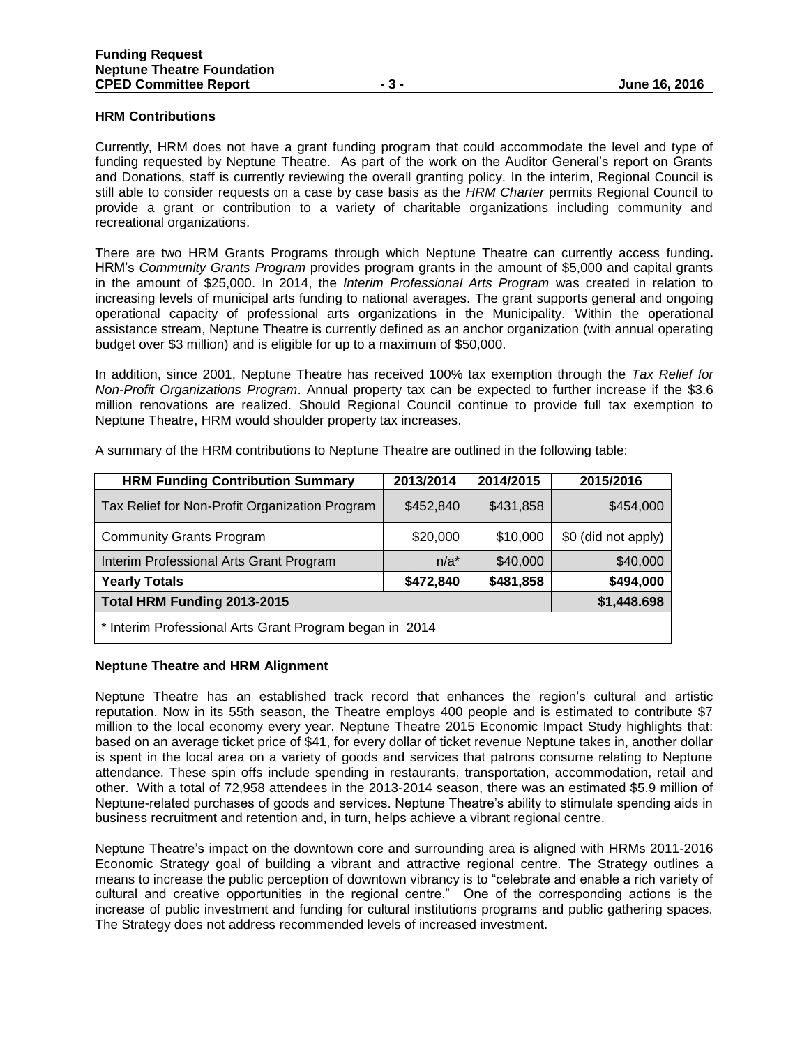## HRM Contributions

Currently, HRM does not have a grant funding program that could accommodate the level and type of funding requested by Neptune Theatre. As part of the work on the Auditor General's report on Grants and Donations, staff is currently reviewing the overall granting policy. In the interim, Regional Council is still able to consider requests on a case by case basis as the *HRM Charter* permits Regional Council to provide a grant or contribution to a variety of charitable organizations including community and recreational organizations.

There are two HRM Grants Programs through which Neptune Theatre can currently access funding**.** HRM's *Community Grants Program* provides program grants in the amount of $5,000 and capital grants in the amount of $25,000. In 2014, the *Interim Professional Arts Program* was created in relation to increasing levels of municipal arts funding to national averages. The grant supports general and ongoing operational capacity of professional arts organizations in the Municipality. Within the operational assistance stream, Neptune Theatre is currently defined as an anchor organization (with annual operating budget over $3 million) and is eligible for up to a maximum of $50,000.

In addition, since 2001, Neptune Theatre has received 100% tax exemption through the *Tax Relief for Non-Profit Organizations Program*. Annual property tax can be expected to further increase if the $3.6 million renovations are realized. Should Regional Council continue to provide full tax exemption to Neptune Theatre, HRM would shoulder property tax increases.

A summary of the HRM contributions to Neptune Theatre are outlined in the following table:

| HRM Funding Contribution Summary | 2013/2014 | 2014/2015 | 2015/2016 |
|---|---|---|---|
| Tax Relief for Non-Profit Organization Program | $452,840 | $431,858 | $454,000 |
| Community Grants Program | $20,000 | $10,000 | $0 (did not apply) |
| Interim Professional Arts Grant Program | n/a* | $40,000 | $40,000 |
| **Yearly Totals** | **$472,840** | **$481,858** | **$494,000** |
| **Total HRM Funding 2013-2015** | | | **$1,448.698** |
| * Interim Professional Arts Grant Program began in 2014 | | | |

## Neptune Theatre and HRM Alignment

Neptune Theatre has an established track record that enhances the region's cultural and artistic reputation. Now in its 55th season, the Theatre employs 400 people and is estimated to contribute $7 million to the local economy every year. Neptune Theatre 2015 Economic Impact Study highlights that: based on an average ticket price of $41, for every dollar of ticket revenue Neptune takes in, another dollar is spent in the local area on a variety of goods and services that patrons consume relating to Neptune attendance. These spin offs include spending in restaurants, transportation, accommodation, retail and other. With a total of 72,958 attendees in the 2013-2014 season, there was an estimated $5.9 million of Neptune-related purchases of goods and services. Neptune Theatre's ability to stimulate spending aids in business recruitment and retention and, in turn, helps achieve a vibrant regional centre.

Neptune Theatre's impact on the downtown core and surrounding area is aligned with HRMs 2011-2016 Economic Strategy goal of building a vibrant and attractive regional centre. The Strategy outlines a means to increase the public perception of downtown vibrancy is to "celebrate and enable a rich variety of cultural and creative opportunities in the regional centre." One of the corresponding actions is the increase of public investment and funding for cultural institutions programs and public gathering spaces. The Strategy does not address recommended levels of increased investment.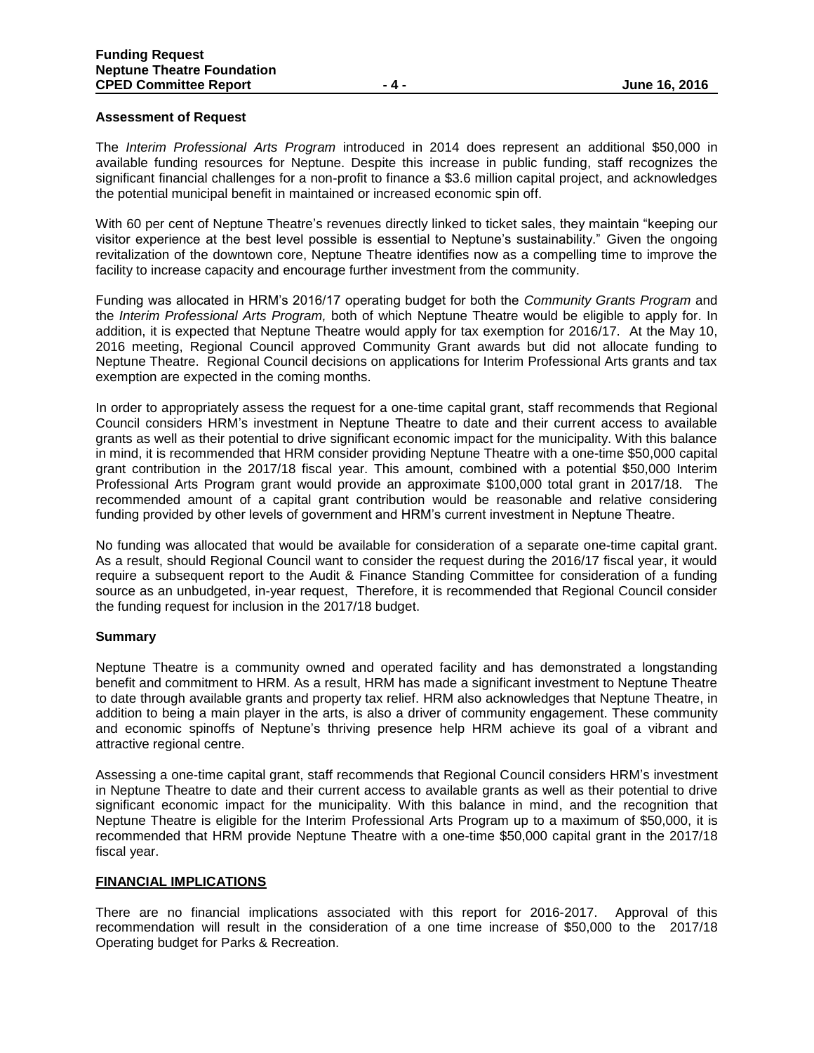**Assessment of Request**

The *Interim Professional Arts Program* introduced in 2014 does represent an additional $50,000 in available funding resources for Neptune. Despite this increase in public funding, staff recognizes the significant financial challenges for a non-profit to finance a $3.6 million capital project, and acknowledges the potential municipal benefit in maintained or increased economic spin off.

With 60 per cent of Neptune Theatre's revenues directly linked to ticket sales, they maintain "keeping our visitor experience at the best level possible is essential to Neptune's sustainability." Given the ongoing revitalization of the downtown core, Neptune Theatre identifies now as a compelling time to improve the facility to increase capacity and encourage further investment from the community.

Funding was allocated in HRM's 2016/17 operating budget for both the *Community Grants Program* and the *Interim Professional Arts Program,* both of which Neptune Theatre would be eligible to apply for. In addition, it is expected that Neptune Theatre would apply for tax exemption for 2016/17. At the May 10, 2016 meeting, Regional Council approved Community Grant awards but did not allocate funding to Neptune Theatre. Regional Council decisions on applications for Interim Professional Arts grants and tax exemption are expected in the coming months.

In order to appropriately assess the request for a one-time capital grant, staff recommends that Regional Council considers HRM's investment in Neptune Theatre to date and their current access to available grants as well as their potential to drive significant economic impact for the municipality. With this balance in mind, it is recommended that HRM consider providing Neptune Theatre with a one-time $50,000 capital grant contribution in the 2017/18 fiscal year. This amount, combined with a potential $50,000 Interim Professional Arts Program grant would provide an approximate $100,000 total grant in 2017/18. The recommended amount of a capital grant contribution would be reasonable and relative considering funding provided by other levels of government and HRM's current investment in Neptune Theatre.

No funding was allocated that would be available for consideration of a separate one-time capital grant. As a result, should Regional Council want to consider the request during the 2016/17 fiscal year, it would require a subsequent report to the Audit & Finance Standing Committee for consideration of a funding source as an unbudgeted, in-year request, Therefore, it is recommended that Regional Council consider the funding request for inclusion in the 2017/18 budget.

**Summary**

Neptune Theatre is a community owned and operated facility and has demonstrated a longstanding benefit and commitment to HRM. As a result, HRM has made a significant investment to Neptune Theatre to date through available grants and property tax relief. HRM also acknowledges that Neptune Theatre, in addition to being a main player in the arts, is also a driver of community engagement. These community and economic spinoffs of Neptune's thriving presence help HRM achieve its goal of a vibrant and attractive regional centre.

Assessing a one-time capital grant, staff recommends that Regional Council considers HRM's investment in Neptune Theatre to date and their current access to available grants as well as their potential to drive significant economic impact for the municipality. With this balance in mind, and the recognition that Neptune Theatre is eligible for the Interim Professional Arts Program up to a maximum of $50,000, it is recommended that HRM provide Neptune Theatre with a one-time $50,000 capital grant in the 2017/18 fiscal year.

## FINANCIAL IMPLICATIONS

There are no financial implications associated with this report for 2016-2017. Approval of this recommendation will result in the consideration of a one time increase of $50,000 to the 2017/18 Operating budget for Parks & Recreation.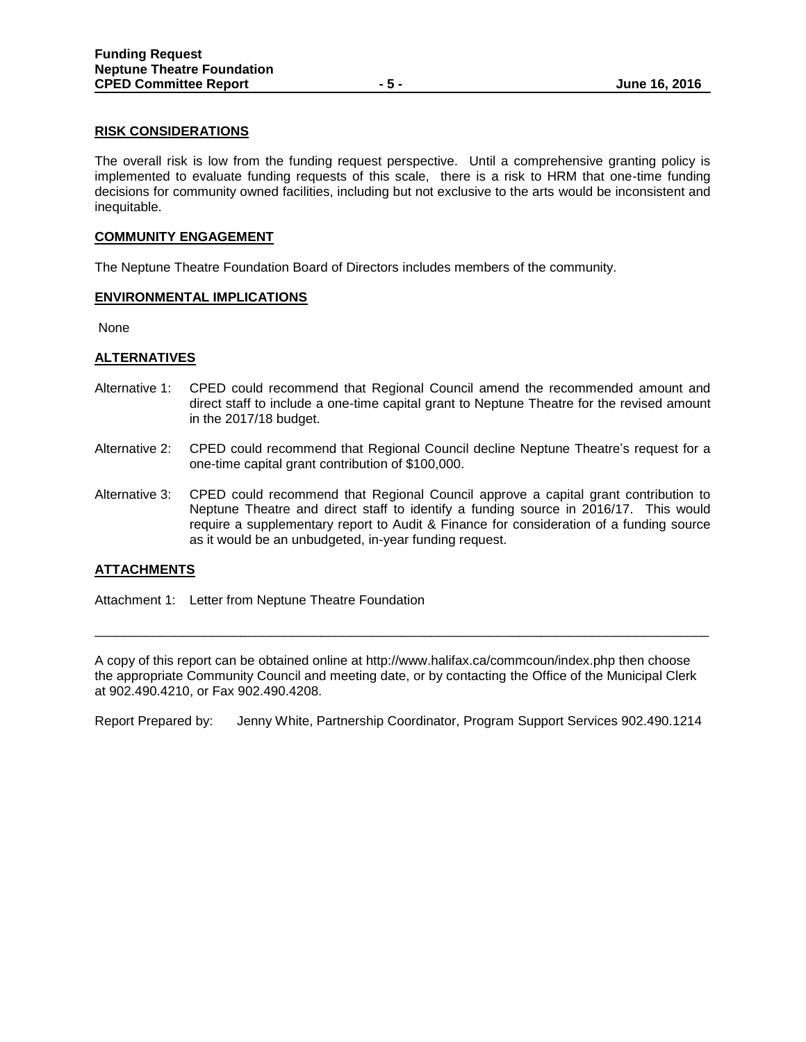## RISK CONSIDERATIONS

The overall risk is low from the funding request perspective. Until a comprehensive granting policy is implemented to evaluate funding requests of this scale, there is a risk to HRM that one-time funding decisions for community owned facilities, including but not exclusive to the arts would be inconsistent and inequitable.

## COMMUNITY ENGAGEMENT

The Neptune Theatre Foundation Board of Directors includes members of the community.

## ENVIRONMENTAL IMPLICATIONS

None

## ALTERNATIVES

Alternative 1: CPED could recommend that Regional Council amend the recommended amount and direct staff to include a one-time capital grant to Neptune Theatre for the revised amount in the 2017/18 budget.

Alternative 2: CPED could recommend that Regional Council decline Neptune Theatre's request for a one-time capital grant contribution of $100,000.

Alternative 3: CPED could recommend that Regional Council approve a capital grant contribution to Neptune Theatre and direct staff to identify a funding source in 2016/17. This would require a supplementary report to Audit & Finance for consideration of a funding source as it would be an unbudgeted, in-year funding request.

## ATTACHMENTS

Attachment 1: Letter from Neptune Theatre Foundation

---

A copy of this report can be obtained online at http://www.halifax.ca/commcoun/index.php then choose the appropriate Community Council and meeting date, or by contacting the Office of the Municipal Clerk at 902.490.4210, or Fax 902.490.4208.

Report Prepared by: Jenny White, Partnership Coordinator, Program Support Services 902.490.1214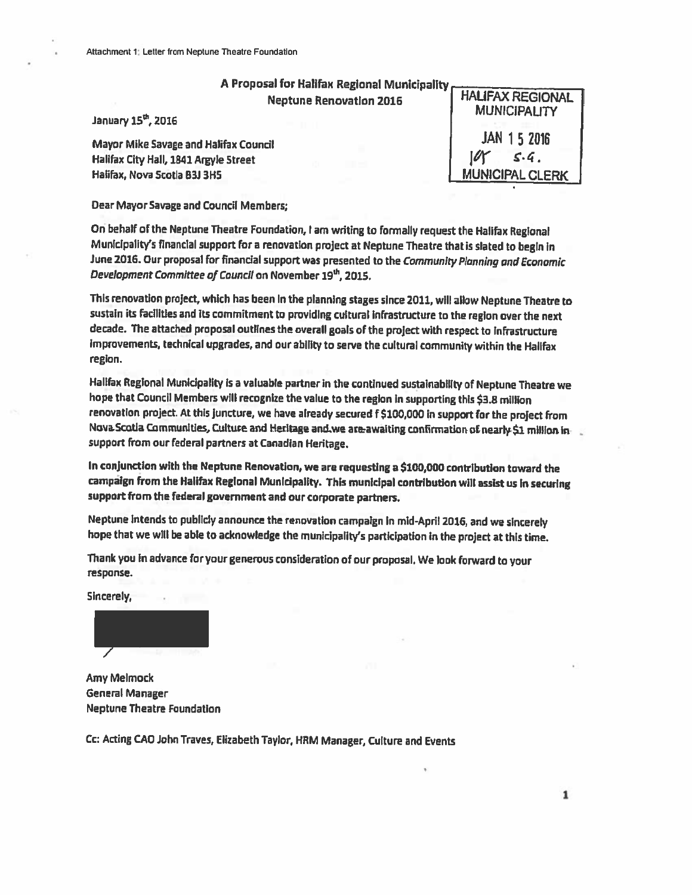Attachment 1: Letter from Neptune Theatre Foundation

**A Proposal for Halifax Regional Municipality**
**Neptune Renovation 2016**

HALIFAX REGIONAL MUNICIPALITY
JAN 15 2016
10 5.4.
MUNICIPAL CLERK

January 15th, 2016

Mayor Mike Savage and Halifax Council
Halifax City Hall, 1841 Argyle Street
Halifax, Nova Scotia B3J 3H5

Dear Mayor Savage and Council Members;

On behalf of the Neptune Theatre Foundation, I am writing to formally request the Halifax Regional Municipality's financial support for a renovation project at Neptune Theatre that is slated to begin in June 2016. Our proposal for financial support was presented to the *Community Planning and Economic Development Committee of Council* on November 19th, 2015.

This renovation project, which has been in the planning stages since 2011, will allow Neptune Theatre to sustain its facilities and its commitment to providing cultural infrastructure to the region over the next decade. The attached proposal outlines the overall goals of the project with respect to infrastructure improvements, technical upgrades, and our ability to serve the cultural community within the Halifax region.

Halifax Regional Municipality is a valuable partner in the continued sustainability of Neptune Theatre we hope that Council Members will recognize the value to the region in supporting this $3.8 million renovation project. At this juncture, we have already secured f $100,000 in support for the project from Nova Scotia Communities, Culture and Heritage and we are awaiting confirmation of nearly $1 million in support from our federal partners at Canadian Heritage.

In conjunction with the Neptune Renovation, we are requesting a $100,000 contribution toward the campaign from the Halifax Regional Municipality. This municipal contribution will assist us in securing support from the federal government and our corporate partners.

Neptune intends to publicly announce the renovation campaign in mid-April 2016, and we sincerely hope that we will be able to acknowledge the municipality's participation in the project at this time.

Thank you in advance for your generous consideration of our proposal. We look forward to your response.

Sincerely,

Amy Melmock
General Manager
Neptune Theatre Foundation

Cc: Acting CAO John Traves, Elizabeth Taylor, HRM Manager, Culture and Events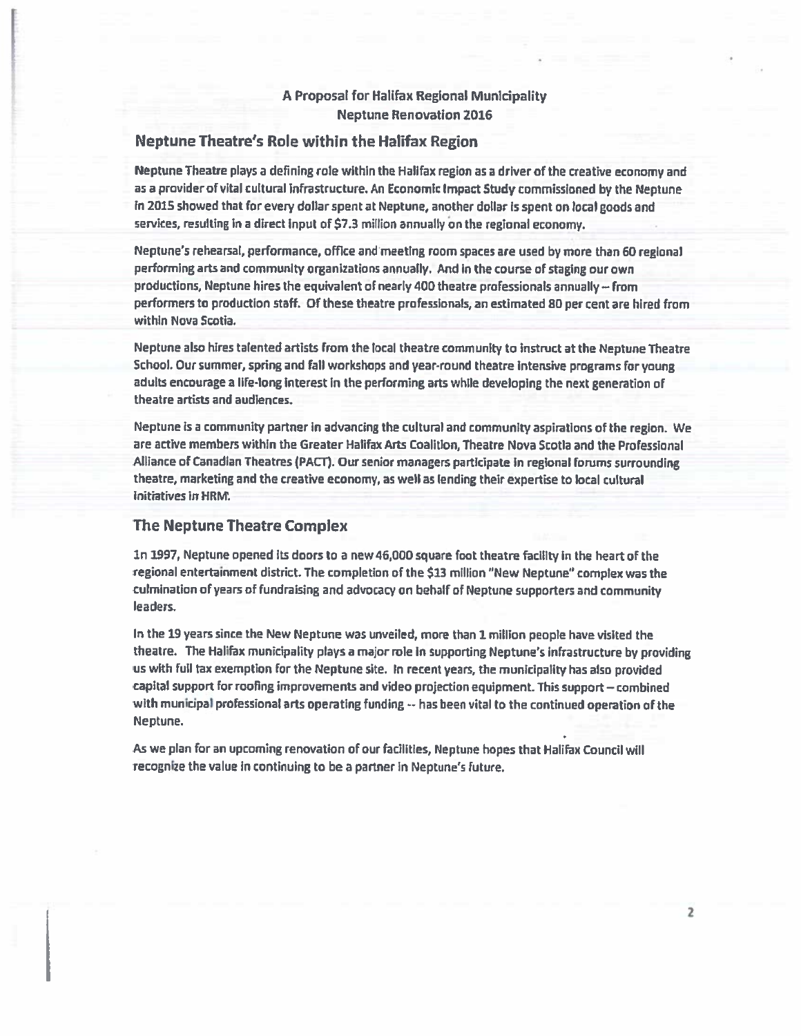**A Proposal for Halifax Regional Municipality**
**Neptune Renovation 2016**

## Neptune Theatre's Role within the Halifax Region

Neptune Theatre plays a defining role within the Halifax region as a driver of the creative economy and as a provider of vital cultural infrastructure. An Economic Impact Study commissioned by the Neptune in 2015 showed that for every dollar spent at Neptune, another dollar is spent on local goods and services, resulting in a direct input of $7.3 million annually on the regional economy.

Neptune's rehearsal, performance, office and meeting room spaces are used by more than 60 regional performing arts and community organizations annually. And in the course of staging our own productions, Neptune hires the equivalent of nearly 400 theatre professionals annually – from performers to production staff. Of these theatre professionals, an estimated 80 per cent are hired from within Nova Scotia.

Neptune also hires talented artists from the local theatre community to instruct at the Neptune Theatre School. Our summer, spring and fall workshops and year-round theatre intensive programs for young adults encourage a life-long interest in the performing arts while developing the next generation of theatre artists and audiences.

Neptune is a community partner in advancing the cultural and community aspirations of the region. We are active members within the Greater Halifax Arts Coalition, Theatre Nova Scotia and the Professional Alliance of Canadian Theatres (PACT). Our senior managers participate in regional forums surrounding theatre, marketing and the creative economy, as well as lending their expertise to local cultural initiatives in HRM.

## The Neptune Theatre Complex

In 1997, Neptune opened its doors to a new 46,000 square foot theatre facility in the heart of the regional entertainment district. The completion of the $13 million "New Neptune" complex was the culmination of years of fundraising and advocacy on behalf of Neptune supporters and community leaders.

In the 19 years since the New Neptune was unveiled, more than 1 million people have visited the theatre. The Halifax municipality plays a major role in supporting Neptune's infrastructure by providing us with full tax exemption for the Neptune site. In recent years, the municipality has also provided capital support for roofing improvements and video projection equipment. This support – combined with municipal professional arts operating funding -- has been vital to the continued operation of the Neptune.

As we plan for an upcoming renovation of our facilities, Neptune hopes that Halifax Council will recognize the value in continuing to be a partner in Neptune's future.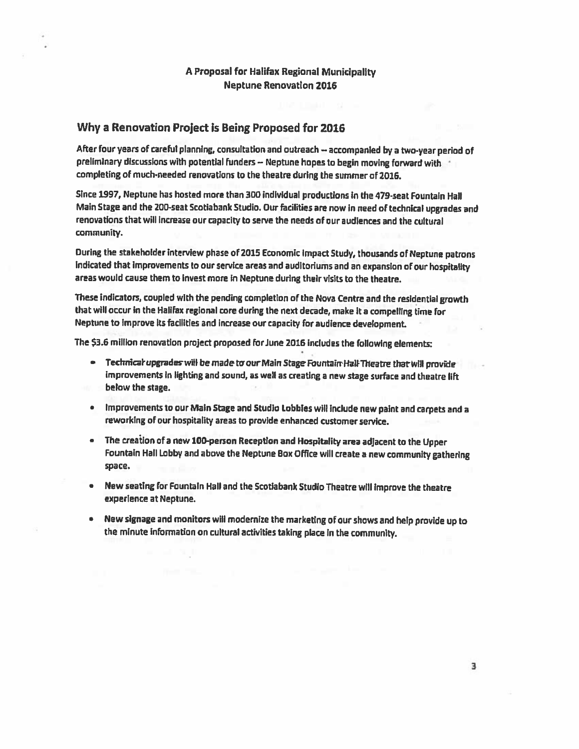**A Proposal for Halifax Regional Municipality**
**Neptune Renovation 2016**

## Why a Renovation Project is Being Proposed for 2016

After four years of careful planning, consultation and outreach -- accompanied by a two-year period of preliminary discussions with potential funders -- Neptune hopes to begin moving forward with completing of much-needed renovations to the theatre during the summer of 2016.

Since 1997, Neptune has hosted more than 300 individual productions in the 479-seat Fountain Hall Main Stage and the 200-seat Scotiabank Studio. Our facilities are now in need of technical upgrades and renovations that will increase our capacity to serve the needs of our audiences and the cultural community.

During the stakeholder interview phase of 2015 Economic Impact Study, thousands of Neptune patrons indicated that improvements to our service areas and auditoriums and an expansion of our hospitality areas would cause them to invest more in Neptune during their visits to the theatre.

These indicators, coupled with the pending completion of the Nova Centre and the residential growth that will occur in the Halifax regional core during the next decade, make it a compelling time for Neptune to improve its facilities and increase our capacity for audience development.

The $3.6 million renovation project proposed for June 2016 includes the following elements:

- Technical upgrades will be made to our Main Stage Fountain Hall Theatre that will provide improvements in lighting and sound, as well as creating a new stage surface and theatre lift below the stage.
- Improvements to our Main Stage and Studio Lobbies will include new paint and carpets and a reworking of our hospitality areas to provide enhanced customer service.
- The creation of a new 100-person Reception and Hospitality area adjacent to the Upper Fountain Hall Lobby and above the Neptune Box Office will create a new community gathering space.
- New seating for Fountain Hall and the Scotiabank Studio Theatre will improve the theatre experience at Neptune.
- New signage and monitors will modernize the marketing of our shows and help provide up to the minute information on cultural activities taking place in the community.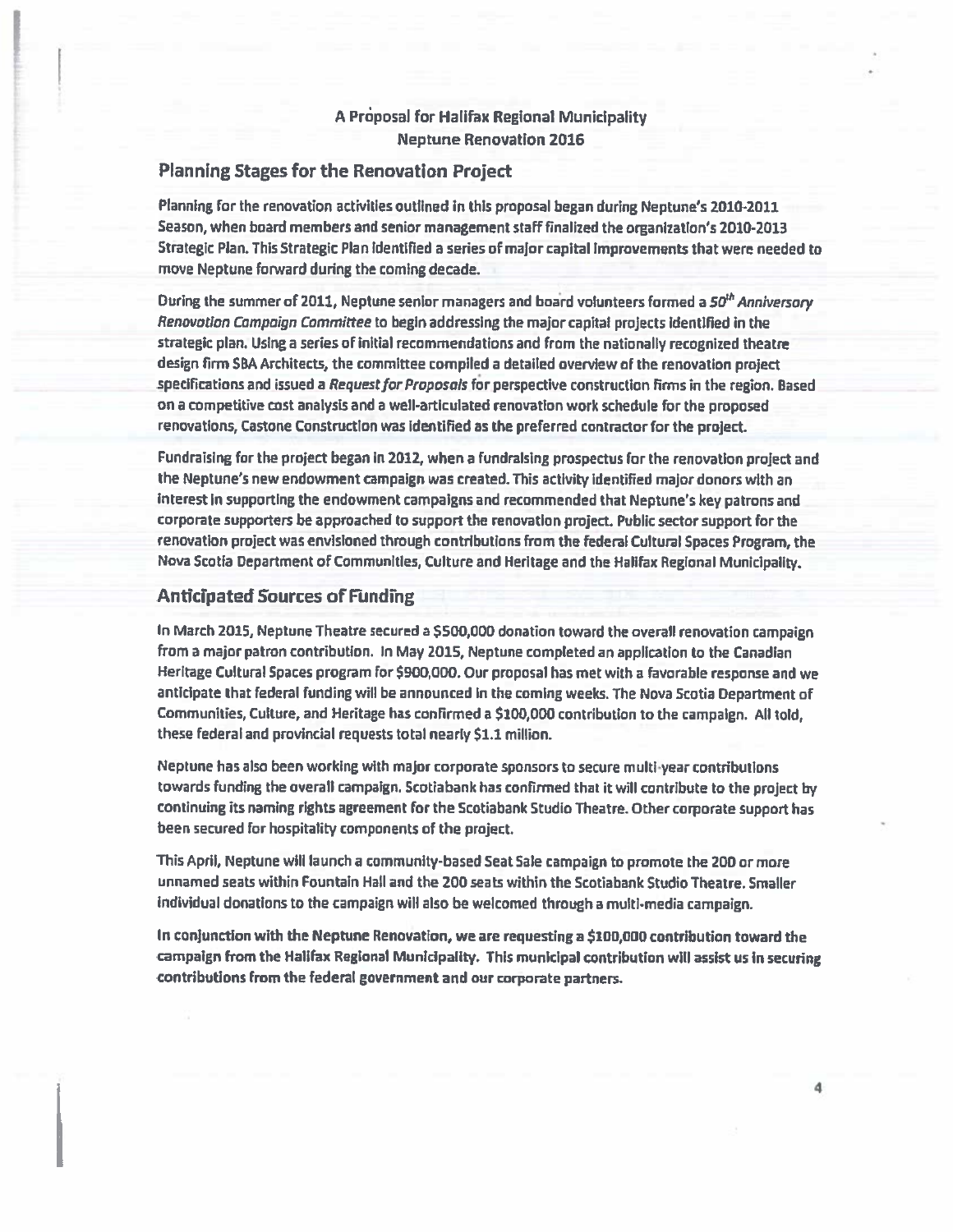A Proposal for Halifax Regional Municipality
Neptune Renovation 2016

## Planning Stages for the Renovation Project

Planning for the renovation activities outlined in this proposal began during Neptune's 2010-2011 Season, when board members and senior management staff finalized the organization's 2010-2013 Strategic Plan. This Strategic Plan identified a series of major capital improvements that were needed to move Neptune forward during the coming decade.

During the summer of 2011, Neptune senior managers and board volunteers formed a *50th Anniversary Renovation Campaign Committee* to begin addressing the major capital projects identified in the strategic plan. Using a series of initial recommendations and from the nationally recognized theatre design firm SBA Architects, the committee compiled a detailed overview of the renovation project specifications and issued a *Request for Proposals* for perspective construction firms in the region. Based on a competitive cost analysis and a well-articulated renovation work schedule for the proposed renovations, Castone Construction was identified as the preferred contractor for the project.

Fundraising for the project began in 2012, when a fundraising prospectus for the renovation project and the Neptune's new endowment campaign was created. This activity identified major donors with an interest in supporting the endowment campaigns and recommended that Neptune's key patrons and corporate supporters be approached to support the renovation project. Public sector support for the renovation project was envisioned through contributions from the federal Cultural Spaces Program, the Nova Scotia Department of Communities, Culture and Heritage and the Halifax Regional Municipality.

## Anticipated Sources of Funding

In March 2015, Neptune Theatre secured a $500,000 donation toward the overall renovation campaign from a major patron contribution. In May 2015, Neptune completed an application to the Canadian Heritage Cultural Spaces program for $900,000. Our proposal has met with a favorable response and we anticipate that federal funding will be announced in the coming weeks. The Nova Scotia Department of Communities, Culture, and Heritage has confirmed a $100,000 contribution to the campaign. All told, these federal and provincial requests total nearly $1.1 million.

Neptune has also been working with major corporate sponsors to secure multi-year contributions towards funding the overall campaign. Scotiabank has confirmed that it will contribute to the project by continuing its naming rights agreement for the Scotiabank Studio Theatre. Other corporate support has been secured for hospitality components of the project.

This April, Neptune will launch a community-based Seat Sale campaign to promote the 200 or more unnamed seats within Fountain Hall and the 200 seats within the Scotiabank Studio Theatre. Smaller individual donations to the campaign will also be welcomed through a multi-media campaign.

In conjunction with the Neptune Renovation, we are requesting a $100,000 contribution toward the campaign from the Halifax Regional Municipality. This municipal contribution will assist us in securing contributions from the federal government and our corporate partners.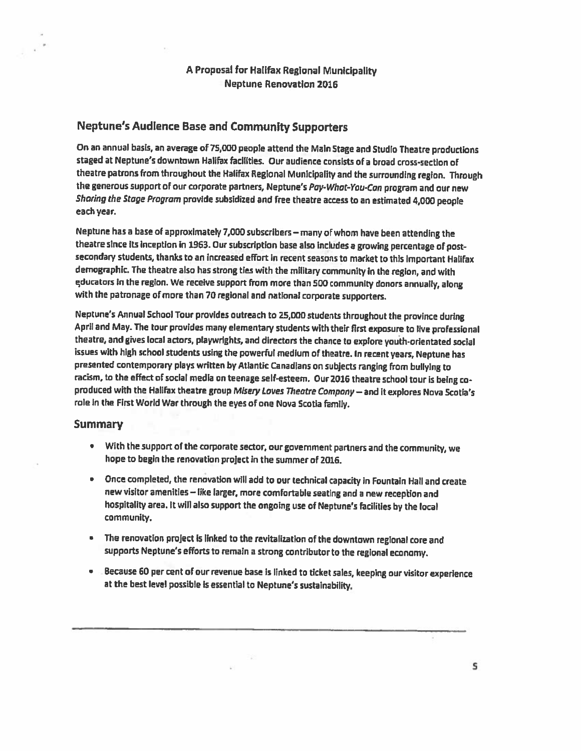A Proposal for Halifax Regional Municipality
Neptune Renovation 2016

## Neptune's Audience Base and Community Supporters

On an annual basis, an average of 75,000 people attend the Main Stage and Studio Theatre productions staged at Neptune's downtown Halifax facilities. Our audience consists of a broad cross-section of theatre patrons from throughout the Halifax Regional Municipality and the surrounding region. Through the generous support of our corporate partners, Neptune's *Pay-What-You-Can* program and our new *Sharing the Stage Program* provide subsidized and free theatre access to an estimated 4,000 people each year.

Neptune has a base of approximately 7,000 subscribers – many of whom have been attending the theatre since its inception in 1963. Our subscription base also includes a growing percentage of post-secondary students, thanks to an increased effort in recent seasons to market to this important Halifax demographic. The theatre also has strong ties with the military community in the region, and with educators in the region. We receive support from more than 500 community donors annually, along with the patronage of more than 70 regional and national corporate supporters.

Neptune's Annual School Tour provides outreach to 25,000 students throughout the province during April and May. The tour provides many elementary students with their first exposure to live professional theatre, and gives local actors, playwrights, and directors the chance to explore youth-orientated social issues with high school students using the powerful medium of theatre. In recent years, Neptune has presented contemporary plays written by Atlantic Canadians on subjects ranging from bullying to racism, to the effect of social media on teenage self-esteem. Our 2016 theatre school tour is being co-produced with the Halifax theatre group *Misery Loves Theatre Company* – and it explores Nova Scotia's role in the First World War through the eyes of one Nova Scotia family.

## Summary

- With the support of the corporate sector, our government partners and the community, we hope to begin the renovation project in the summer of 2016.
- Once completed, the renovation will add to our technical capacity in Fountain Hall and create new visitor amenities – like larger, more comfortable seating and a new reception and hospitality area. It will also support the ongoing use of Neptune's facilities by the local community.
- The renovation project is linked to the revitalization of the downtown regional core and supports Neptune's efforts to remain a strong contributor to the regional economy.
- Because 60 per cent of our revenue base is linked to ticket sales, keeping our visitor experience at the best level possible is essential to Neptune's sustainability.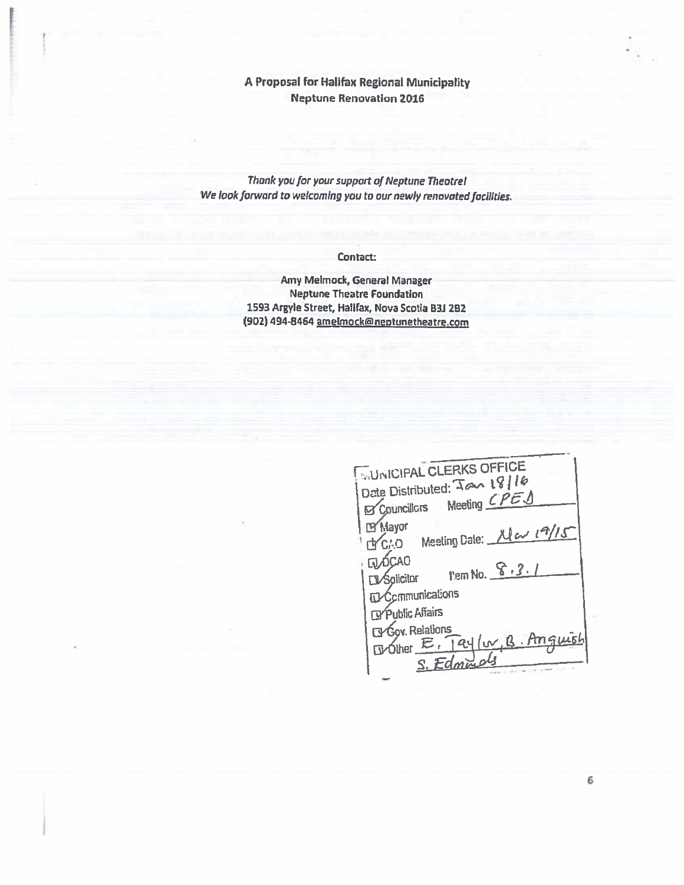**A Proposal for Halifax Regional Municipality**
**Neptune Renovation 2016**

*Thank you for your support of Neptune Theatre!*
*We look forward to welcoming you to our newly renovated facilities.*

**Contact:**

Amy Melmock, General Manager
Neptune Theatre Foundation
1593 Argyle Street, Halifax, Nova Scotia B3J 2B2
(902) 494-8464 amelmock@neptunetheatre.com

MUNICIPAL CLERKS OFFICE
Date Distributed: Jan 18/16
☑ Councillors Meeting CPED
☑ Mayor
☑ CAO Meeting Date: Nov 19/15
☑ DCAO
☑ Solicitor Item No. 8.3.1
☑ Communications
☑ Public Affairs
☑ Gov. Relations
☑ Other E. Taylor, B. Anguish, S. Edmonds